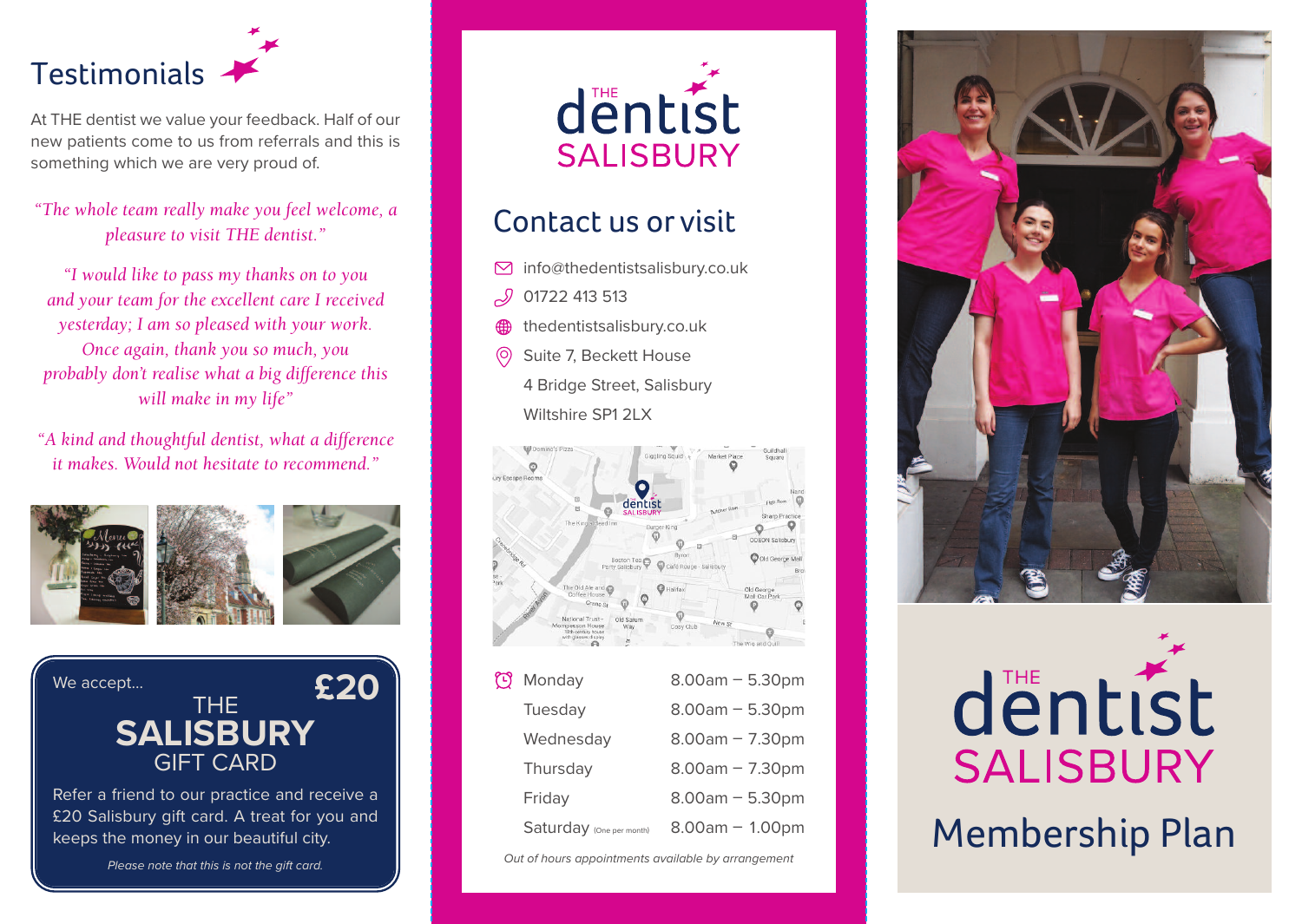## Testimonials

At THE dentist we value your feedback. Half of our new patients come to us from referrals and this is something which we are very proud of.

*"The whole team really make you feel welcome, a pleasure to visit THE dentist."*

*"I would like to pass my thanks on to you and your team for the excellent care I received yesterday; I am so pleased with your work. Once again, thank you so much, you probably don't realise what a big difference this will make in my life"*

*"A kind and thoughtful dentist, what a difference it makes. Would not hesitate to recommend."*

We accept...

**£20**

THE **SALISBURY** GIFT CARD

Refer a friend to our practice and receive a £20 Salisbury gift card. A treat for you and keeps the money in our beautiful city.

*Please note that this is not the gift card.*

THE dentist SALISBURY

## Contact us or visit

- info@thedentistsalisbury.co.uk
- 01722 413 513
- thedentistsalisbury.co.uk
- Suite 7, Beckett House
  4 Bridge Street, Salisbury
  Wiltshire SP1 2LX

| | |
|---|---|
| Monday | 8.00am – 5.30pm |
| Tuesday | 8.00am – 5.30pm |
| Wednesday | 8.00am – 7.30pm |
| Thursday | 8.00am – 7.30pm |
| Friday | 8.00am – 5.30pm |
| Saturday (One per month) | 8.00am – 1.00pm |

*Out of hours appointments available by arrangement*

THE dentist SALISBURY

# Membership Plan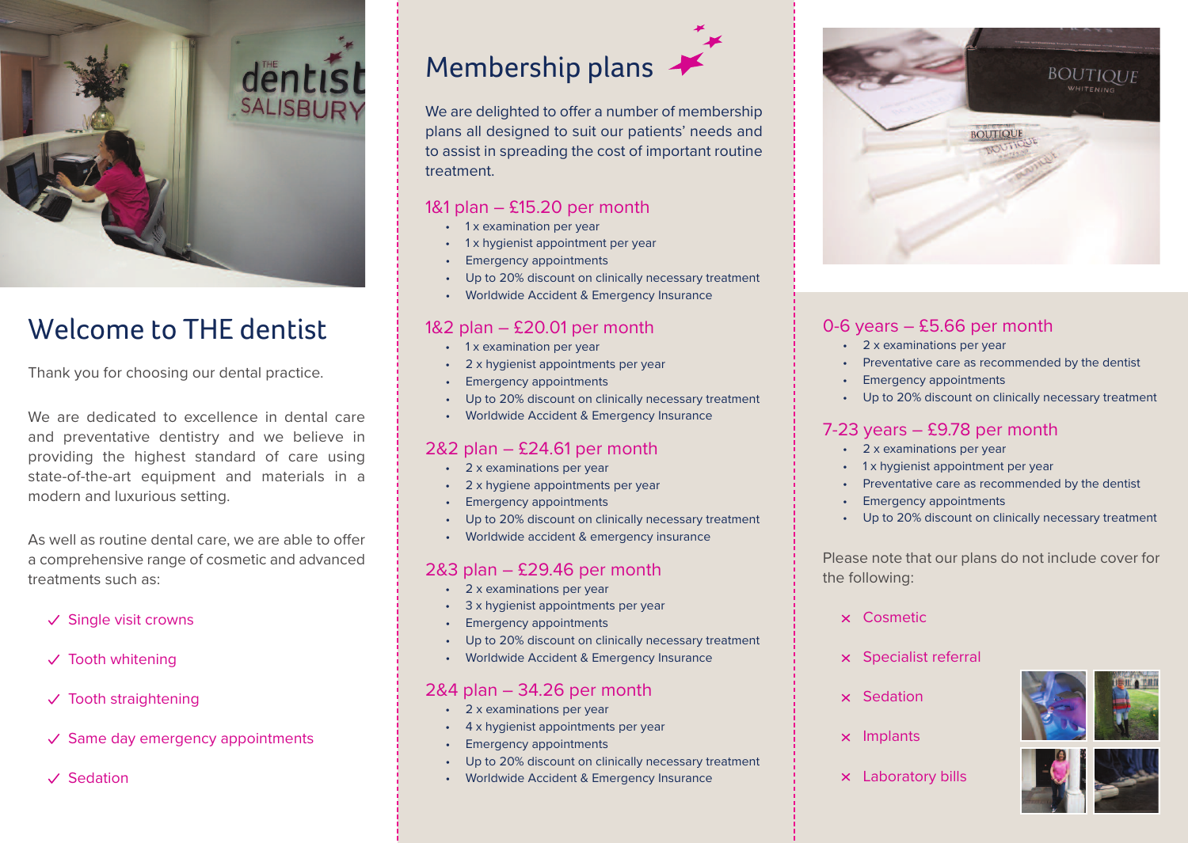# Welcome to THE dentist

Thank you for choosing our dental practice.

We are dedicated to excellence in dental care and preventative dentistry and we believe in providing the highest standard of care using state-of-the-art equipment and materials in a modern and luxurious setting.

As well as routine dental care, we are able to offer a comprehensive range of cosmetic and advanced treatments such as:

- ✓ Single visit crowns
- ✓ Tooth whitening
- ✓ Tooth straightening
- ✓ Same day emergency appointments
- ✓ Sedation

# Membership plans

We are delighted to offer a number of membership plans all designed to suit our patients' needs and to assist in spreading the cost of important routine treatment.

## 1&1 plan – £15.20 per month

- 1 x examination per year
- 1 x hygienist appointment per year
- Emergency appointments
- Up to 20% discount on clinically necessary treatment
- Worldwide Accident & Emergency Insurance

## 1&2 plan – £20.01 per month

- 1 x examination per year
- 2 x hygienist appointments per year
- Emergency appointments
- Up to 20% discount on clinically necessary treatment
- Worldwide Accident & Emergency Insurance

## 2&2 plan – £24.61 per month

- 2 x examinations per year
- 2 x hygiene appointments per year
- Emergency appointments
- Up to 20% discount on clinically necessary treatment
- Worldwide accident & emergency insurance

## 2&3 plan – £29.46 per month

- 2 x examinations per year
- 3 x hygienist appointments per year
- Emergency appointments
- Up to 20% discount on clinically necessary treatment
- Worldwide Accident & Emergency Insurance

## 2&4 plan – 34.26 per month

- 2 x examinations per year
- 4 x hygienist appointments per year
- Emergency appointments
- Up to 20% discount on clinically necessary treatment
- Worldwide Accident & Emergency Insurance

## 0-6 years – £5.66 per month

- 2 x examinations per year
- Preventative care as recommended by the dentist
- Emergency appointments
- Up to 20% discount on clinically necessary treatment

## 7-23 years – £9.78 per month

- 2 x examinations per year
- 1 x hygienist appointment per year
- Preventative care as recommended by the dentist
- Emergency appointments
- Up to 20% discount on clinically necessary treatment

Please note that our plans do not include cover for the following:

- × Cosmetic
- × Specialist referral
- × Sedation
- × Implants
- × Laboratory bills